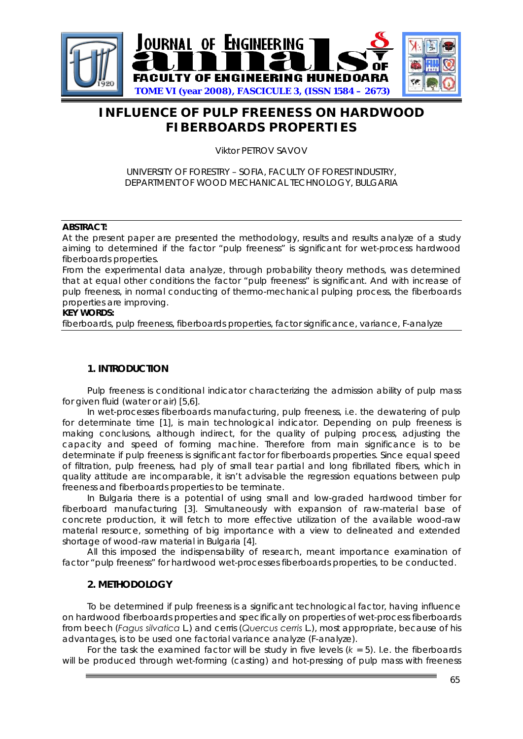# INFLUENCE OF PULP FREENESS ON HARDWOOD FIBERBOARDS PROPERTIES

Viktor PETROV SAVOV

UNIVERSITY OF FORESTRY – SOFIA, FACULTY OF FOREST INDUSTRY, DEPARTMENT OF WOOD MECHANICAL TECHNOLOGY, BULGARIA

**ABSTRACT:**

At the present paper are presented the methodology, results and results analyze of a study aiming to determined if the factor "pulp freeness" is significant for wet-process hardwood fiberboards properties.

From the experimental data analyze, through probability theory methods, was determined that at equal other conditions the factor "pulp freeness" is significant. And with increase of pulp freeness, in normal conducting of thermo-mechanical pulping process, the fiberboards properties are improving.

**KEY WORDS:**

fiberboards, pulp freeness, fiberboards properties, factor significance, variance, F-analyze

## 1. INTRODUCTION

Pulp freeness is conditional indicator characterizing the admission ability of pulp mass for given fluid (water or air) [5,6].

In wet-processes fiberboards manufacturing, pulp freeness, i.e. the dewatering of pulp for determinate time [1], is main technological indicator. Depending on pulp freeness is making conclusions, although indirect, for the quality of pulping process, adjusting the capacity and speed of forming machine. Therefore from main significance is to be determinate if pulp freeness is significant factor for fiberboards properties. Since equal speed of filtration, pulp freeness, had ply of small tear partial and long fibrillated fibers, which in quality attitude are incomparable, it isn't advisable the regression equations between pulp freeness and fiberboards properties to be terminate.

In Bulgaria there is a potential of using small and low-graded hardwood timber for fiberboard manufacturing [3]. Simultaneously with expansion of raw-material base of concrete production, it will fetch to more effective utilization of the available wood-raw material resource, something of big importance with a view to delineated and extended shortage of wood-raw material in Bulgaria [4].

All this imposed the indispensability of research, meant importance examination of factor "pulp freeness" for hardwood wet-processes fiberboards properties, to be conducted.

## 2. METHODOLOGY

To be determined if pulp freeness is a significant technological factor, having influence on hardwood fiberboards properties and specifically on properties of wet-process fiberboards from beech (*Fagus silvatica* L.) and cerris (*Quercus cerris* L.), most appropriate, because of his advantages, is to be used one factorial variance analyze (F-analyze).

For the task the examined factor will be study in five levels ($k = 5$). I.e. the fiberboards will be produced through wet-forming (casting) and hot-pressing of pulp mass with freeness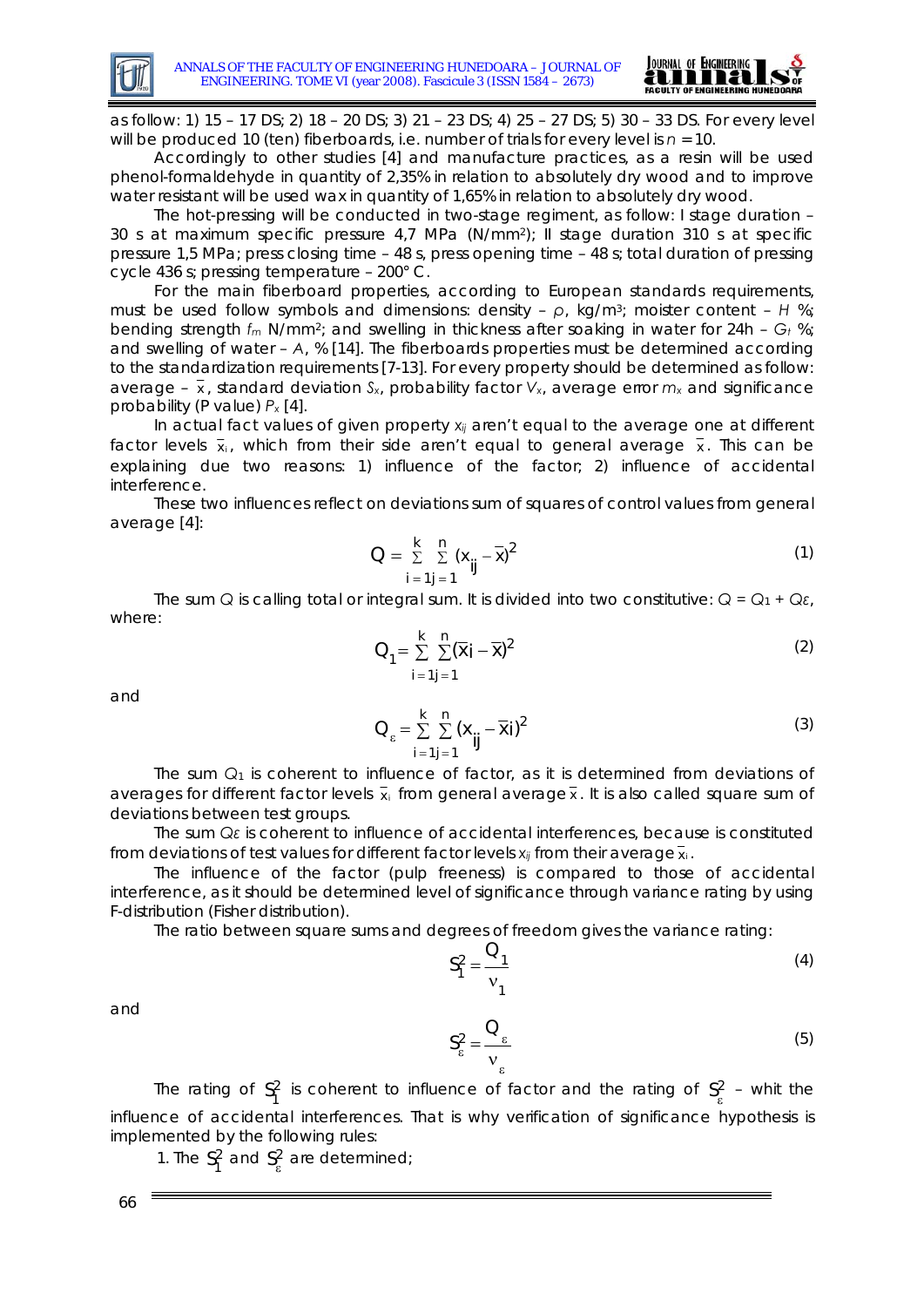as follow: 1) 15 – 17 DS; 2) 18 – 20 DS; 3) 21 – 23 DS; 4) 25 – 27 DS; 5) 30 – 33 DS. For every level will be produced 10 (ten) fiberboards, i.e. number of trials for every level is $n = 10$.

Accordingly to other studies [4] and manufacture practices, as a resin will be used phenol-formaldehyde in quantity of 2,35% in relation to absolutely dry wood and to improve water resistant will be used wax in quantity of 1,65% in relation to absolutely dry wood.

The hot-pressing will be conducted in two-stage regiment, as follow: I stage duration – 30 s at maximum specific pressure 4,7 MPa (N/mm²); II stage duration 310 s at specific pressure 1,5 MPa; press closing time – 48 s, press opening time – 48 s; total duration of pressing cycle 436 s; pressing temperature – 200° C.

For the main fiberboard properties, according to European standards requirements, must be used follow symbols and dimensions: density – $\rho$, kg/m³; moister content – $H$ %; bending strength $f_m$ N/mm²; and swelling in thickness after soaking in water for 24h – $G_t$ %; and swelling of water – $A$, % [14]. The fiberboards properties must be determined according to the standardization requirements [7-13]. For every property should be determined as follow: average – $\bar{x}$, standard deviation $S_x$, probability factor $V_x$, average error $m_x$ and significance probability (P value) $P_x$ [4].

In actual fact values of given property $x_{ij}$ aren't equal to the average one at different factor levels $\bar{x}_i$, which from their side aren't equal to general average $\bar{x}$. This can be explaining due two reasons: 1) influence of the factor; 2) influence of accidental interference.

These two influences reflect on deviations sum of squares of control values from general average [4]:

$$Q = \sum_{i=1}^{k} \sum_{j=1}^{n} (x_{ij} - \bar{x})^2 \tag{1}$$

The sum $Q$ is calling total or integral sum. It is divided into two constitutive: $Q = Q_1 + Q\varepsilon$, where:

$$Q_1 = \sum_{i=1}^{k} \sum_{j=1}^{n} (\bar{x}i - \bar{x})^2 \tag{2}$$

and

$$Q_\varepsilon = \sum_{i=1}^{k} \sum_{j=1}^{n} (x_{ij} - \bar{x}i)^2 \tag{3}$$

The sum $Q_1$ is coherent to influence of factor, as it is determined from deviations of averages for different factor levels $\bar{x}_i$ from general average $\bar{x}$. It is also called square sum of deviations between test groups.

The sum $Q\varepsilon$ is coherent to influence of accidental interferences, because is constituted from deviations of test values for different factor levels $x_{ij}$ from their average $\bar{x}_i$.

The influence of the factor (pulp freeness) is compared to those of accidental interference, as it should be determined level of significance through variance rating by using F-distribution (Fisher distribution).

The ratio between square sums and degrees of freedom gives the variance rating:

$$S_1^2 = \frac{Q_1}{\nu_1} \tag{4}$$

and

$$S_\varepsilon^2 = \frac{Q_\varepsilon}{\nu_\varepsilon} \tag{5}$$

The rating of $S_1^2$ is coherent to influence of factor and the rating of $S_\varepsilon^2$ – whit the influence of accidental interferences. That is why verification of significance hypothesis is implemented by the following rules:

1. The $S_1^2$ and $S_\varepsilon^2$ are determined;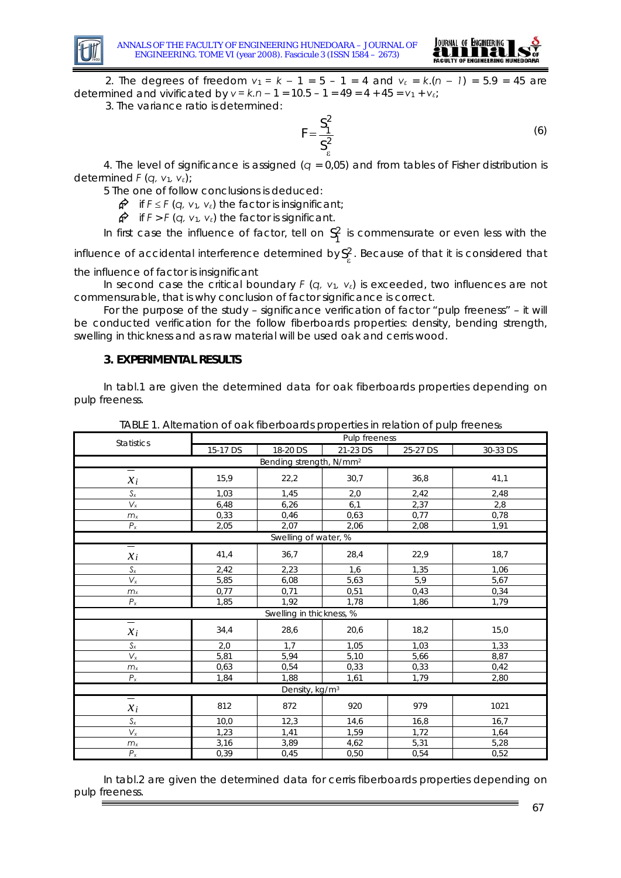2. The degrees of freedom $v_1 = k - 1 = 5 - 1 = 4$ and $v_\varepsilon = k.(n - 1) = 5.9 = 45$ are determined and vivificated by $v = k.n - 1 = 10.5 - 1 = 49 = 4 + 45 = v_1 + v_\varepsilon$;

3. The variance ratio is determined:

$$F = \frac{S_1^2}{S_\varepsilon^2} \tag{6}$$

4. The level of significance is assigned ($q = 0{,}05$) and from tables of Fisher distribution is determined $F(q, v_1, v_\varepsilon)$;

5 The one of follow conclusions is deduced:

- if $F \leq F(q, v_1, v_\varepsilon)$ the factor is insignificant;
- if $F > F(q, v_1, v_\varepsilon)$ the factor is significant.

In first case the influence of factor, tell on $S_1^2$ is commensurate or even less with the influence of accidental interference determined by $S_\varepsilon^2$. Because of that it is considered that the influence of factor is insignificant

In second case the critical boundary $F(q, v_1, v_\varepsilon)$ is exceeded, two influences are not commensurable, that is why conclusion of factor significance is correct.

For the purpose of the study – significance verification of factor "pulp freeness" – it will be conducted verification for the follow fiberboards properties: density, bending strength, swelling in thickness and as raw material will be used oak and cerris wood.

### 3. EXPERIMENTAL RESULTS

In tabl.1 are given the determined data for oak fiberboards properties depending on pulp freeness.

TABLE 1. Alternation of oak fiberboards properties in relation of pulp freeness

| Statistics | Pulp freeness | | | | |
|---|---|---|---|---|---|
| | 15-17 DS | 18-20 DS | 21-23 DS | 25-27 DS | 30-33 DS |
| **Bending strength, N/mm²** | | | | | |
| $\bar{x}_i$ | 15,9 | 22,2 | 30,7 | 36,8 | 41,1 |
| $S_x$ | 1,03 | 1,45 | 2,0 | 2,42 | 2,48 |
| $V_x$ | 6,48 | 6,26 | 6,1 | 2,37 | 2,8 |
| $m_x$ | 0,33 | 0,46 | 0,63 | 0,77 | 0,78 |
| $P_x$ | 2,05 | 2,07 | 2,06 | 2,08 | 1,91 |
| **Swelling of water, %** | | | | | |
| $\bar{x}_i$ | 41,4 | 36,7 | 28,4 | 22,9 | 18,7 |
| $S_x$ | 2,42 | 2,23 | 1,6 | 1,35 | 1,06 |
| $V_x$ | 5,85 | 6,08 | 5,63 | 5,9 | 5,67 |
| $m_x$ | 0,77 | 0,71 | 0,51 | 0,43 | 0,34 |
| $P_x$ | 1,85 | 1,92 | 1,78 | 1,86 | 1,79 |
| **Swelling in thickness, %** | | | | | |
| $\bar{x}_i$ | 34,4 | 28,6 | 20,6 | 18,2 | 15,0 |
| $S_x$ | 2,0 | 1,7 | 1,05 | 1,03 | 1,33 |
| $V_x$ | 5,81 | 5,94 | 5,10 | 5,66 | 8,87 |
| $m_x$ | 0,63 | 0,54 | 0,33 | 0,33 | 0,42 |
| $P_x$ | 1,84 | 1,88 | 1,61 | 1,79 | 2,80 |
| **Density, kg/m³** | | | | | |
| $\bar{x}_i$ | 812 | 872 | 920 | 979 | 1021 |
| $S_x$ | 10,0 | 12,3 | 14,6 | 16,8 | 16,7 |
| $V_x$ | 1,23 | 1,41 | 1,59 | 1,72 | 1,64 |
| $m_x$ | 3,16 | 3,89 | 4,62 | 5,31 | 5,28 |
| $P_x$ | 0,39 | 0,45 | 0,50 | 0,54 | 0,52 |

In tabl.2 are given the determined data for cerris fiberboards properties depending on pulp freeness.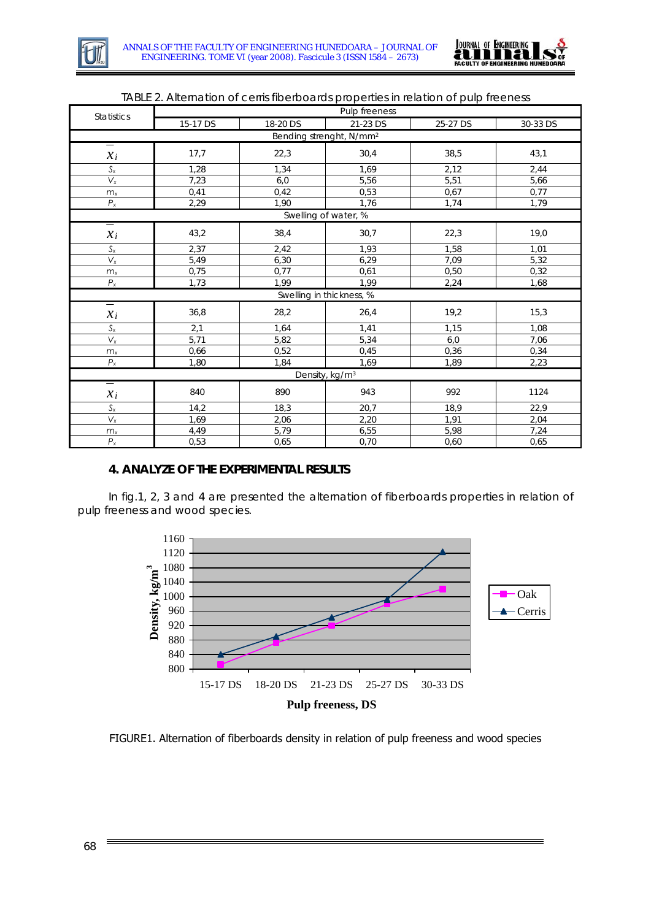TABLE 2. Alternation of cerris fiberboards properties in relation of pulp freeness

| Statistics | Pulp freeness | | | | |
|---|---|---|---|---|---|
| | 15-17 DS | 18-20 DS | 21-23 DS | 25-27 DS | 30-33 DS |
| Bending strenght, N/mm² | | | | | |
| $\overline{x}_i$ | 17,7 | 22,3 | 30,4 | 38,5 | 43,1 |
| $S_x$ | 1,28 | 1,34 | 1,69 | 2,12 | 2,44 |
| $V_x$ | 7,23 | 6,0 | 5,56 | 5,51 | 5,66 |
| $m_x$ | 0,41 | 0,42 | 0,53 | 0,67 | 0,77 |
| $P_x$ | 2,29 | 1,90 | 1,76 | 1,74 | 1,79 |
| Swelling of water, % | | | | | |
| $\overline{x}_i$ | 43,2 | 38,4 | 30,7 | 22,3 | 19,0 |
| $S_x$ | 2,37 | 2,42 | 1,93 | 1,58 | 1,01 |
| $V_x$ | 5,49 | 6,30 | 6,29 | 7,09 | 5,32 |
| $m_x$ | 0,75 | 0,77 | 0,61 | 0,50 | 0,32 |
| $P_x$ | 1,73 | 1,99 | 1,99 | 2,24 | 1,68 |
| Swelling in thickness, % | | | | | |
| $\overline{x}_i$ | 36,8 | 28,2 | 26,4 | 19,2 | 15,3 |
| $S_x$ | 2,1 | 1,64 | 1,41 | 1,15 | 1,08 |
| $V_x$ | 5,71 | 5,82 | 5,34 | 6,0 | 7,06 |
| $m_x$ | 0,66 | 0,52 | 0,45 | 0,36 | 0,34 |
| $P_x$ | 1,80 | 1,84 | 1,69 | 1,89 | 2,23 |
| Density, kg/m³ | | | | | |
| $\overline{x}_i$ | 840 | 890 | 943 | 992 | 1124 |
| $S_x$ | 14,2 | 18,3 | 20,7 | 18,9 | 22,9 |
| $V_x$ | 1,69 | 2,06 | 2,20 | 1,91 | 2,04 |
| $m_x$ | 4,49 | 5,79 | 6,55 | 5,98 | 7,24 |
| $P_x$ | 0,53 | 0,65 | 0,70 | 0,60 | 0,65 |

## 4. ANALYZE OF THE EXPERIMENTAL RESULTS

In fig.1, 2, 3 and 4 are presented the alternation of fiberboards properties in relation of pulp freeness and wood species.

FIGURE1. Alternation of fiberboards density in relation of pulp freeness and wood species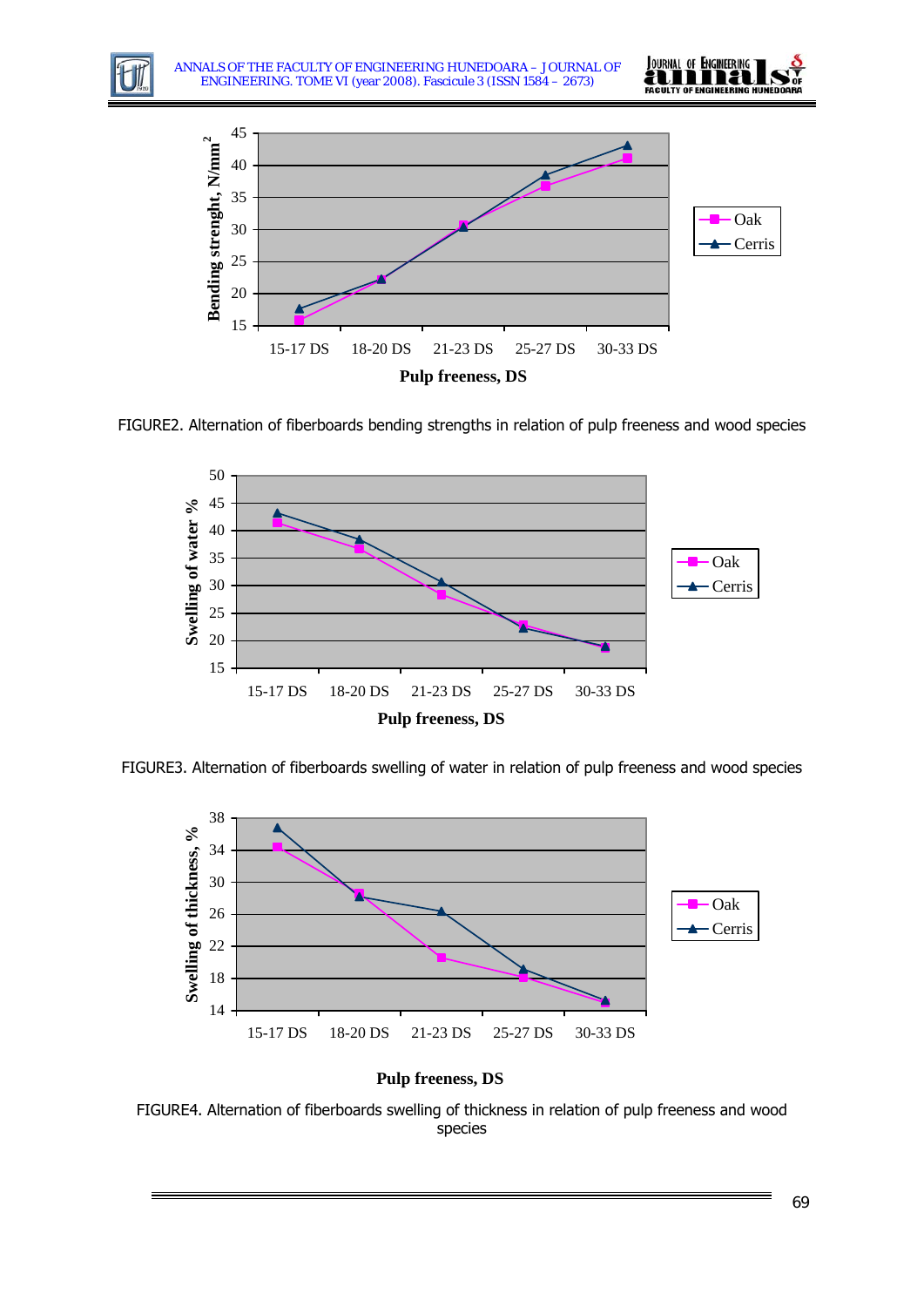FIGURE2. Alternation of fiberboards bending strengths in relation of pulp freeness and wood species

FIGURE3. Alternation of fiberboards swelling of water in relation of pulp freeness and wood species

FIGURE4. Alternation of fiberboards swelling of thickness in relation of pulp freeness and wood species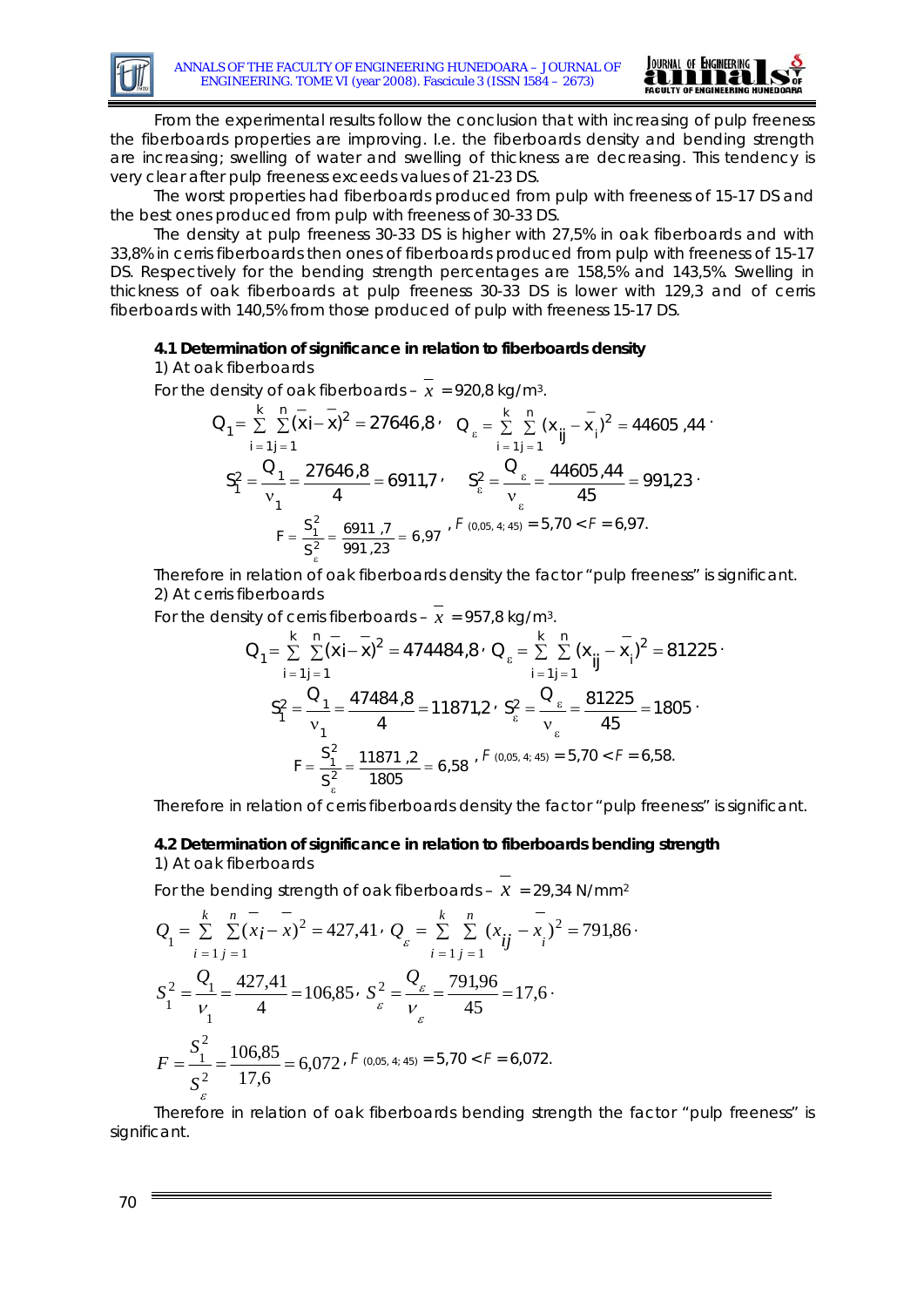From the experimental results follow the conclusion that with increasing of pulp freeness the fiberboards properties are improving. I.e. the fiberboards density and bending strength are increasing; swelling of water and swelling of thickness are decreasing. This tendency is very clear after pulp freeness exceeds values of 21-23 DS.

The worst properties had fiberboards produced from pulp with freeness of 15-17 DS and the best ones produced from pulp with freeness of 30-33 DS.

The density at pulp freeness 30-33 DS is higher with 27,5% in oak fiberboards and with 33,8% in cerris fiberboards then ones of fiberboards produced from pulp with freeness of 15-17 DS. Respectively for the bending strength percentages are 158,5% and 143,5%. Swelling in thickness of oak fiberboards at pulp freeness 30-33 DS is lower with 129,3 and of cerris fiberboards with 140,5% from those produced of pulp with freeness 15-17 DS.

**4.1 Determination of significance in relation to fiberboards density**

1) At oak fiberboards

For the density of oak fiberboards – $\bar{x} = 920{,}8$ kg/m³.

$$Q_1 = \sum_{i=1}^{k}\sum_{j=1}^{n}(\bar{x}i - \bar{x})^2 = 27646{,}8 \cdot \quad Q_\varepsilon = \sum_{i=1}^{k}\sum_{j=1}^{n}(x_{ij} - \bar{x}_i)^2 = 44605{,}44 \cdot$$

$$S_1^2 = \frac{Q_1}{\nu_1} = \frac{27646{,}8}{4} = 6911{,}7 \cdot \quad S_\varepsilon^2 = \frac{Q_\varepsilon}{\nu_\varepsilon} = \frac{44605{,}44}{45} = 991{,}23 \cdot$$

$$F = \frac{S_1^2}{S_\varepsilon^2} = \frac{6911{,}7}{991{,}23} = 6{,}97 \cdot F_{(0{,}05;\,4;\,45)} = 5{,}70 < F = 6{,}97.$$

Therefore in relation of oak fiberboards density the factor "pulp freeness" is significant.

2) At cerris fiberboards

For the density of cerris fiberboards – $\bar{x} = 957{,}8$ kg/m³.

$$Q_1 = \sum_{i=1}^{k}\sum_{j=1}^{n}(\bar{x}i - \bar{x})^2 = 474484{,}8 \cdot Q_\varepsilon = \sum_{i=1}^{k}\sum_{j=1}^{n}(x_{ij} - \bar{x}_i)^2 = 81225 \cdot$$

$$S_1^2 = \frac{Q_1}{\nu_1} = \frac{47484{,}8}{4} = 11871{,}2 \cdot S_\varepsilon^2 = \frac{Q_\varepsilon}{\nu_\varepsilon} = \frac{81225}{45} = 1805 \cdot$$

$$F = \frac{S_1^2}{S_\varepsilon^2} = \frac{11871{,}2}{1805} = 6{,}58 \cdot F_{(0{,}05;\,4;\,45)} = 5{,}70 < F = 6{,}58.$$

Therefore in relation of cerris fiberboards density the factor "pulp freeness" is significant.

**4.2 Determination of significance in relation to fiberboards bending strength**

1) At oak fiberboards

For the bending strength of oak fiberboards – $\bar{x} = 29{,}34$ N/mm²

$$Q_1 = \sum_{i=1}^{k}\sum_{j=1}^{n}(\bar{x}_i - \bar{x})^2 = 427{,}41 \cdot Q_\varepsilon = \sum_{i=1}^{k}\sum_{j=1}^{n}(x_{ij} - \bar{x}_i)^2 = 791{,}86 \cdot$$

$$S_1^2 = \frac{Q_1}{\nu_1} = \frac{427{,}41}{4} = 106{,}85 \cdot S_\varepsilon^2 = \frac{Q_\varepsilon}{\nu_\varepsilon} = \frac{791{,}96}{45} = 17{,}6 \cdot$$

$$F = \frac{S_1^2}{S_\varepsilon^2} = \frac{106{,}85}{17{,}6} = 6{,}072 \cdot F_{(0{,}05;\,4;\,45)} = 5{,}70 < F = 6{,}072.$$

Therefore in relation of oak fiberboards bending strength the factor "pulp freeness" is significant.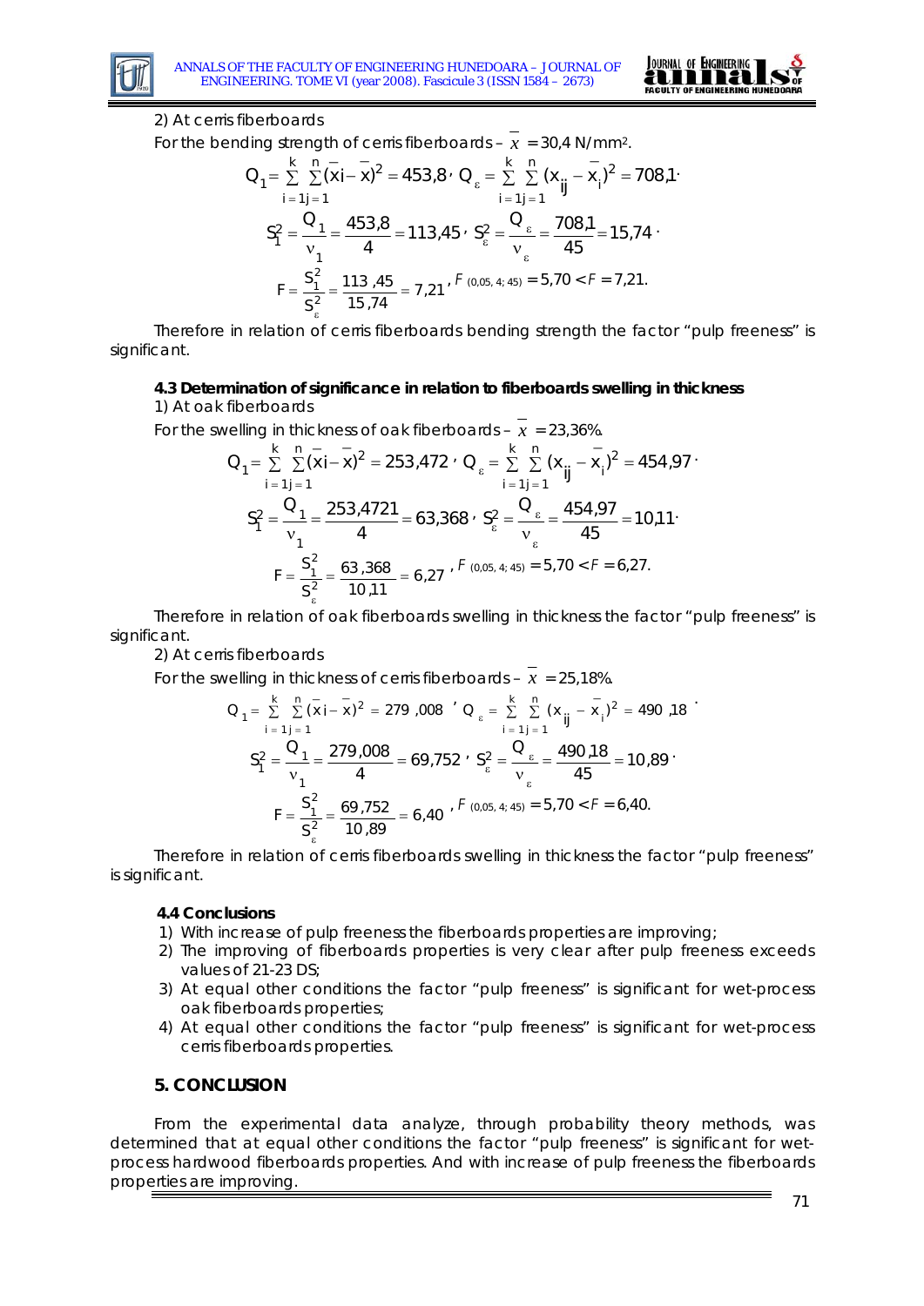2) At cerris fiberboards

For the bending strength of cerris fiberboards – $\overline{x} = 30{,}4$ N/mm[2].

$$Q_1 = \sum_{i=1}^{k}\sum_{j=1}^{n}(\overline{x}i - \overline{x})^2 = 453{,}8 \text{, } Q_\varepsilon = \sum_{i=1}^{k}\sum_{j=1}^{n}(x_{ij} - \overline{x}_i)^2 = 708{,}1 \text{.}$$

$$S_1^2 = \frac{Q_1}{\nu_1} = \frac{453{,}8}{4} = 113{,}45 \text{, } S_\varepsilon^2 = \frac{Q_\varepsilon}{\nu_\varepsilon} = \frac{708{,}1}{45} = 15{,}74 \text{.}$$

$$F = \frac{S_1^2}{S_\varepsilon^2} = \frac{113{,}45}{15{,}74} = 7{,}21 \text{, } F_{(0{,}05;\ 4;\ 45)} = 5{,}70 < F = 7{,}21.$$

Therefore in relation of cerris fiberboards bending strength the factor "pulp freeness" is significant.

### 4.3 Determination of significance in relation to fiberboards swelling in thickness

1) At oak fiberboards

For the swelling in thickness of oak fiberboards – $\overline{x} = 23{,}36\%$.

$$Q_1 = \sum_{i=1}^{k}\sum_{j=1}^{n}(\overline{x}i - \overline{x})^2 = 253{,}472 \text{, } Q_\varepsilon = \sum_{i=1}^{k}\sum_{j=1}^{n}(x_{ij} - \overline{x}_i)^2 = 454{,}97 \text{.}$$

$$S_1^2 = \frac{Q_1}{\nu_1} = \frac{253{,}4721}{4} = 63{,}368 \text{, } S_\varepsilon^2 = \frac{Q_\varepsilon}{\nu_\varepsilon} = \frac{454{,}97}{45} = 10{,}11 \text{.}$$

$$F = \frac{S_1^2}{S_\varepsilon^2} = \frac{63{,}368}{10{,}11} = 6{,}27 \text{, } F_{(0{,}05;\ 4;\ 45)} = 5{,}70 < F = 6{,}27.$$

Therefore in relation of oak fiberboards swelling in thickness the factor "pulp freeness" is significant.

2) At cerris fiberboards

For the swelling in thickness of cerris fiberboards – $\overline{x} = 25{,}18\%$.

$$Q_1 = \sum_{i=1}^{k}\sum_{j=1}^{n}(\overline{x}i - \overline{x})^2 = 279{,}008 \text{, } Q_\varepsilon = \sum_{i=1}^{k}\sum_{j=1}^{n}(x_{ij} - \overline{x}_i)^2 = 490{,}18 \text{.}$$

$$S_1^2 = \frac{Q_1}{\nu_1} = \frac{279{,}008}{4} = 69{,}752 \text{, } S_\varepsilon^2 = \frac{Q_\varepsilon}{\nu_\varepsilon} = \frac{490{,}18}{45} = 10{,}89 \text{.}$$

$$F = \frac{S_1^2}{S_\varepsilon^2} = \frac{69{,}752}{10{,}89} = 6{,}40 \text{, } F_{(0{,}05;\ 4;\ 45)} = 5{,}70 < F = 6{,}40.$$

Therefore in relation of cerris fiberboards swelling in thickness the factor "pulp freeness" is significant.

### 4.4 Conclusions

1) With increase of pulp freeness the fiberboards properties are improving;
2) The improving of fiberboards properties is very clear after pulp freeness exceeds values of 21-23 DS;
3) At equal other conditions the factor "pulp freeness" is significant for wet-process oak fiberboards properties;
4) At equal other conditions the factor "pulp freeness" is significant for wet-process cerris fiberboards properties.

## 5. CONCLUSION

From the experimental data analyze, through probability theory methods, was determined that at equal other conditions the factor "pulp freeness" is significant for wet-process hardwood fiberboards properties. And with increase of pulp freeness the fiberboards properties are improving.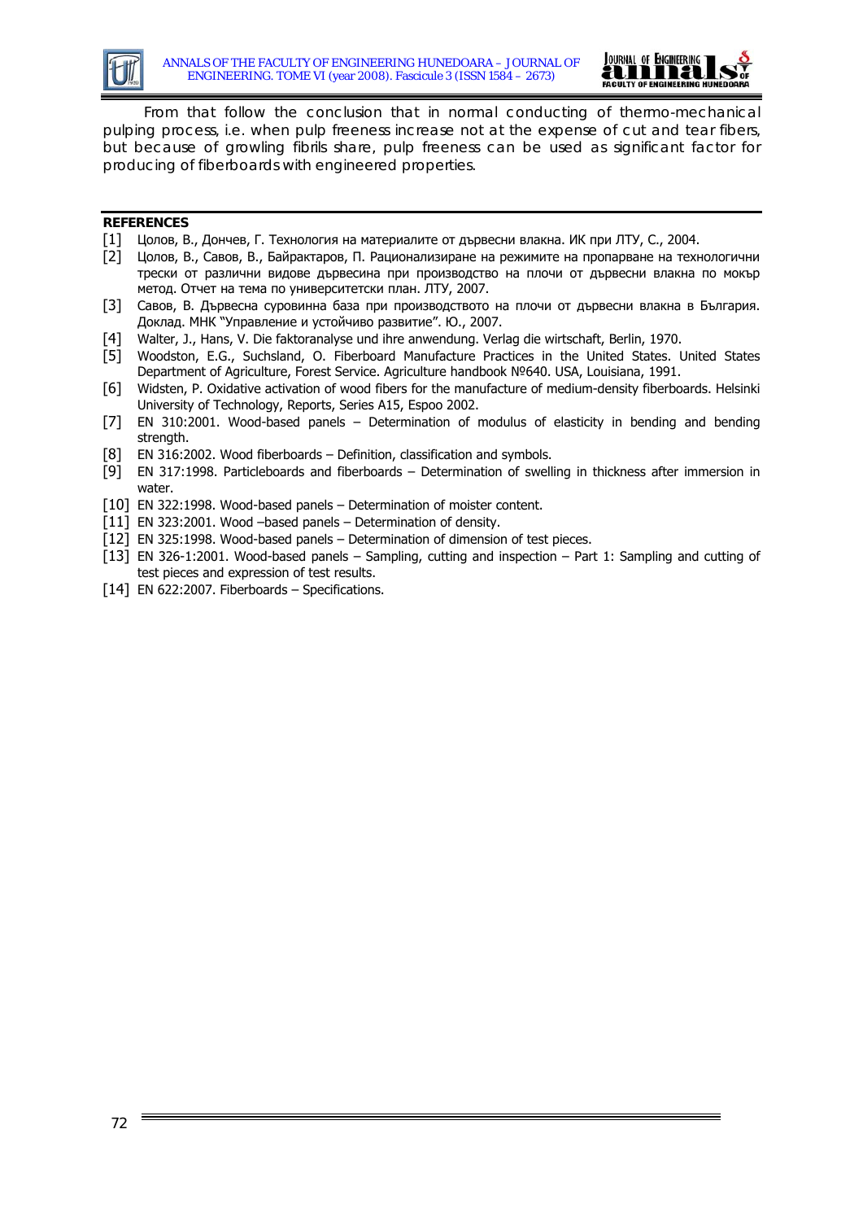From that follow the conclusion that in normal conducting of thermo-mechanical pulping process, i.e. when pulp freeness increase not at the expense of cut and tear fibers, but because of growling fibrils share, pulp freeness can be used as significant factor for producing of fiberboards with engineered properties.

**REFERENCES**

[1] Цолов, В., Дончев, Г. Технология на материалите от дървесни влакна. ИК при ЛТУ, С., 2004.
[2] Цолов, В., Савов, В., Байрактаров, П. Рационализиране на режимите на пропарване на технологични трески от различни видове дървесина при производство на плочи от дървесни влакна по мокър метод. Отчет на тема по университетски план. ЛТУ, 2007.
[3] Савов, В. Дървесна суровинна база при производството на плочи от дървесни влакна в България. Доклад. МНК "Управление и устойчиво развитие". Ю., 2007.
[4] Walter, J., Hans, V. Die faktoranalyse und ihre anwendung. Verlag die wirtschaft, Berlin, 1970.
[5] Woodston, E.G., Suchsland, O. Fiberboard Manufacture Practices in the United States. United States Department of Agriculture, Forest Service. Agriculture handbook №640. USA, Louisiana, 1991.
[6] Widsten, P. Oxidative activation of wood fibers for the manufacture of medium-density fiberboards. Helsinki University of Technology, Reports, Series A15, Espoo 2002.
[7] EN 310:2001. Wood-based panels – Determination of modulus of elasticity in bending and bending strength.
[8] EN 316:2002. Wood fiberboards – Definition, classification and symbols.
[9] EN 317:1998. Particleboards and fiberboards – Determination of swelling in thickness after immersion in water.
[10] EN 322:1998. Wood-based panels – Determination of moister content.
[11] EN 323:2001. Wood –based panels – Determination of density.
[12] EN 325:1998. Wood-based panels – Determination of dimension of test pieces.
[13] EN 326-1:2001. Wood-based panels – Sampling, cutting and inspection – Part 1: Sampling and cutting of test pieces and expression of test results.
[14] EN 622:2007. Fiberboards – Specifications.